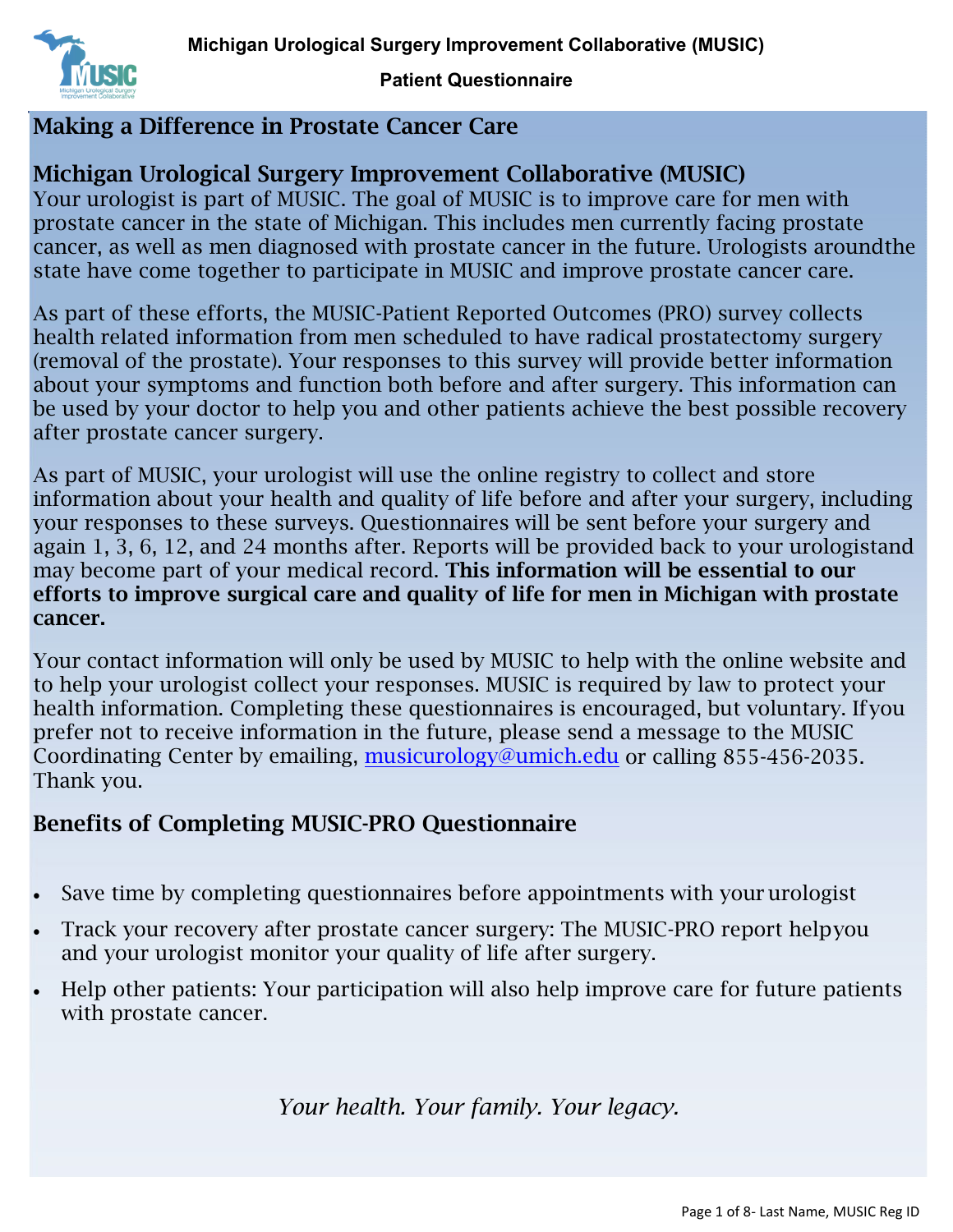Michigan Urological Surgery Improvement Collaborative (MUSIC)

Patient Questionnaire

## Making a Difference in Prostate Cancer Care

### Michigan Urological Surgery Improvement Collaborative (MUSIC)

Your urologist is part of MUSIC. The goal of MUSIC is to improve care for men with prostate cancer in the state of Michigan. This includes men currently facing prostate cancer, as well as men diagnosed with prostate cancer in the future. Urologists aroundthe state have come together to participate in MUSIC and improve prostate cancer care.

As part of these efforts, the MUSIC-Patient Reported Outcomes (PRO) survey collects health related information from men scheduled to have radical prostatectomy surgery (removal of the prostate). Your responses to this survey will provide better information about your symptoms and function both before and after surgery. This information can be used by your doctor to help you and other patients achieve the best possible recovery after prostate cancer surgery.

As part of MUSIC, your urologist will use the online registry to collect and store information about your health and quality of life before and after your surgery, including your responses to these surveys. Questionnaires will be sent before your surgery and again 1, 3, 6, 12, and 24 months after. Reports will be provided back to your urologistand may become part of your medical record. **This information will be essential to our efforts to improve surgical care and quality of life for men in Michigan with prostate cancer.**

Your contact information will only be used by MUSIC to help with the online website and to help your urologist collect your responses. MUSIC is required by law to protect your health information. Completing these questionnaires is encouraged, but voluntary. Ifyou prefer not to receive information in the future, please send a message to the MUSIC Coordinating Center by emailing, musicurology@umich.edu or calling 855-456-2035. Thank you.

### Benefits of Completing MUSIC-PRO Questionnaire

- Save time by completing questionnaires before appointments with your urologist
- Track your recovery after prostate cancer surgery: The MUSIC-PRO report helpyou and your urologist monitor your quality of life after surgery.
- Help other patients: Your participation will also help improve care for future patients with prostate cancer.

*Your health. Your family. Your legacy.*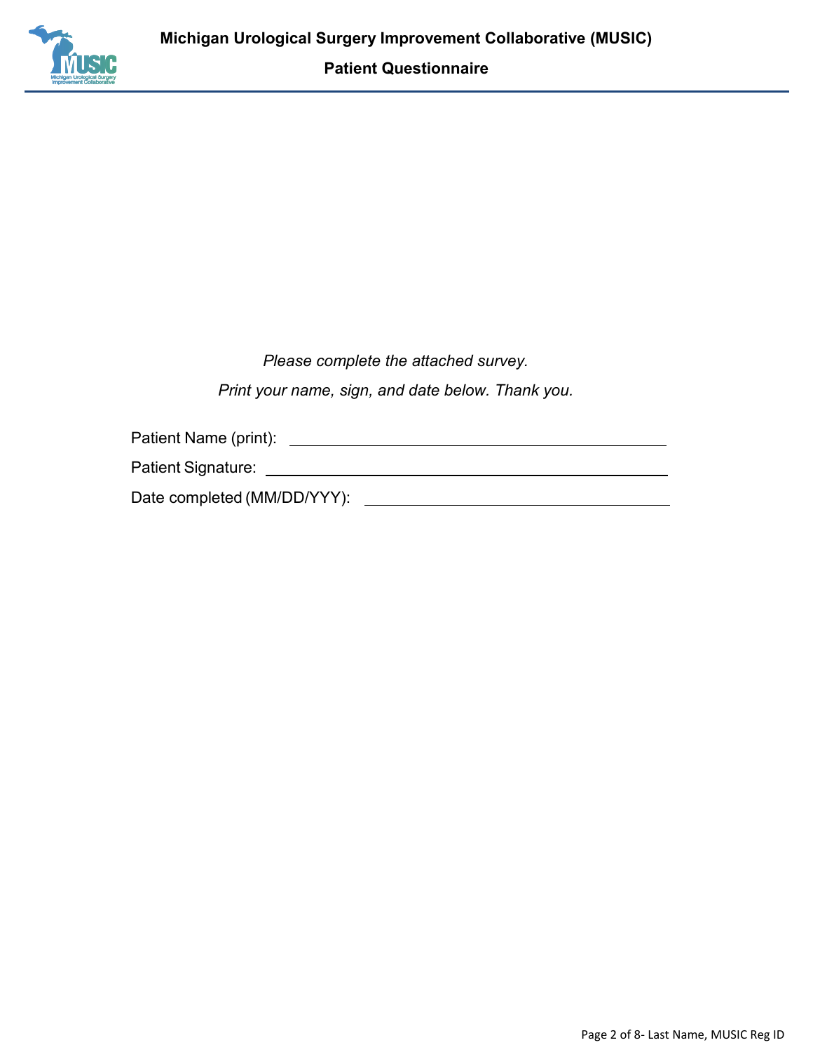# Michigan Urological Surgery Improvement Collaborative (MUSIC)

## Patient Questionnaire

*Please complete the attached survey.*

*Print your name, sign, and date below. Thank you.*

Patient Name (print): ______________________________

Patient Signature: ______________________________

Date completed (MM/DD/YYY): ______________________________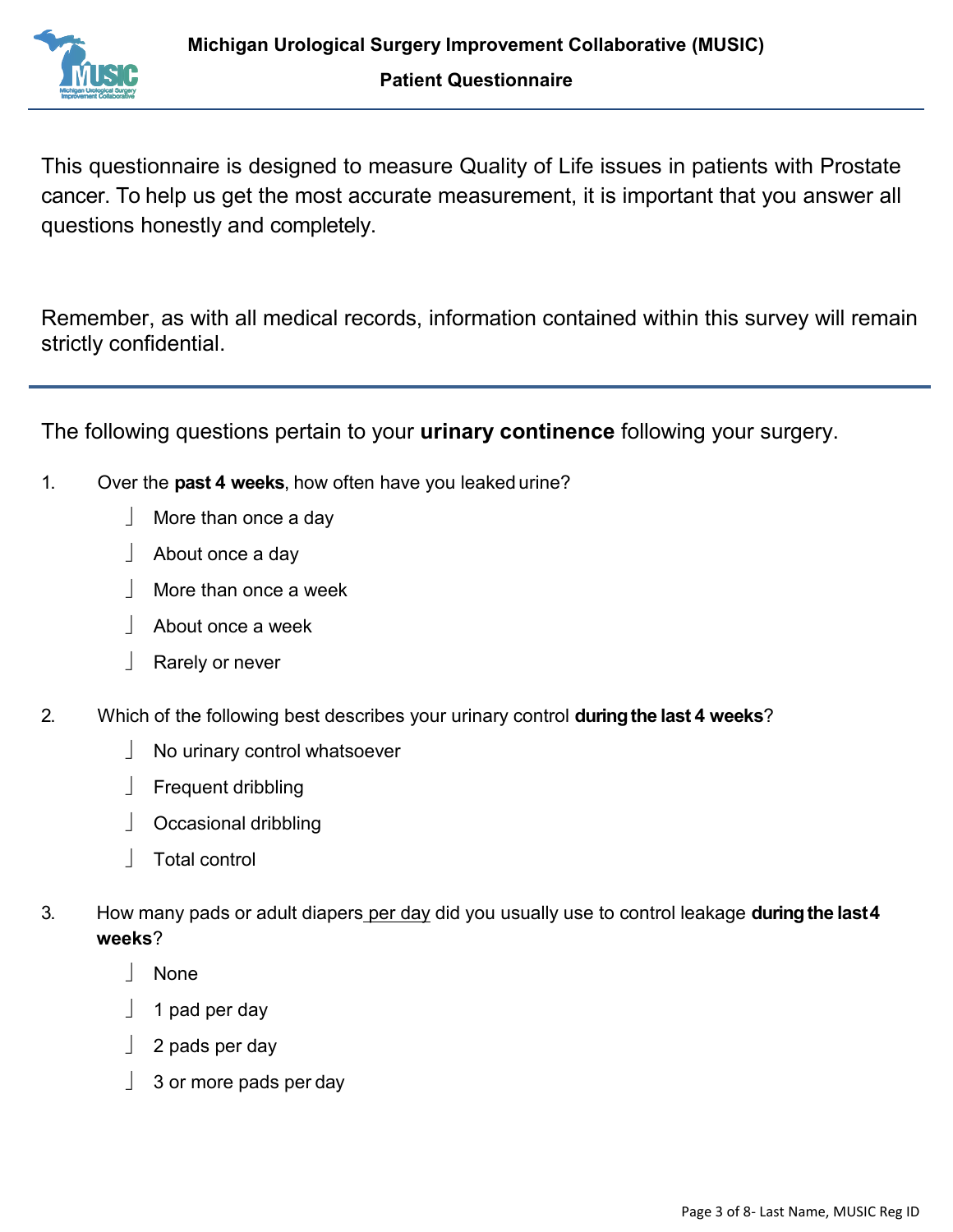**Michigan Urological Surgery Improvement Collaborative (MUSIC)**

**Patient Questionnaire**

This questionnaire is designed to measure Quality of Life issues in patients with Prostate cancer. To help us get the most accurate measurement, it is important that you answer all questions honestly and completely.

Remember, as with all medical records, information contained within this survey will remain strictly confidential.

The following questions pertain to your **urinary continence** following your surgery.

1. Over the **past 4 weeks**, how often have you leaked urine?
   - ☐ More than once a day
   - ☐ About once a day
   - ☐ More than once a week
   - ☐ About once a week
   - ☐ Rarely or never

2. Which of the following best describes your urinary control **during the last 4 weeks**?
   - ☐ No urinary control whatsoever
   - ☐ Frequent dribbling
   - ☐ Occasional dribbling
   - ☐ Total control

3. How many pads or adult diapers per day did you usually use to control leakage **during the last 4 weeks**?
   - ☐ None
   - ☐ 1 pad per day
   - ☐ 2 pads per day
   - ☐ 3 or more pads per day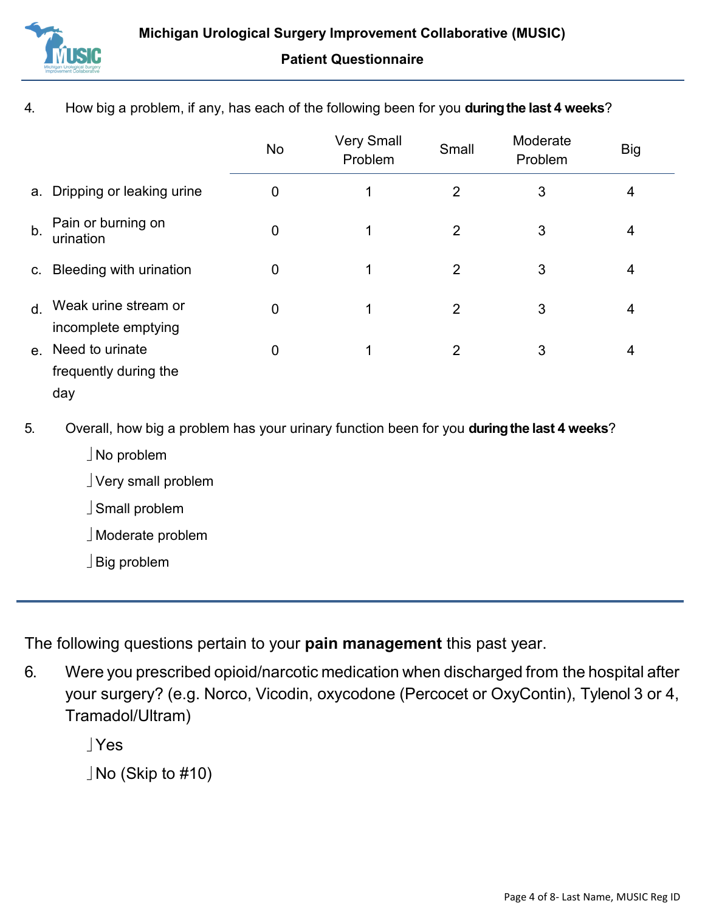**Michigan Urological Surgery Improvement Collaborative (MUSIC)**

**Patient Questionnaire**

4. How big a problem, if any, has each of the following been for you **during the last 4 weeks**?

| | No | Very Small Problem | Small | Moderate Problem | Big |
|---|---|---|---|---|---|
| a. Dripping or leaking urine | 0 | 1 | 2 | 3 | 4 |
| b. Pain or burning on urination | 0 | 1 | 2 | 3 | 4 |
| c. Bleeding with urination | 0 | 1 | 2 | 3 | 4 |
| d. Weak urine stream or incomplete emptying | 0 | 1 | 2 | 3 | 4 |
| e. Need to urinate frequently during the day | 0 | 1 | 2 | 3 | 4 |

5. Overall, how big a problem has your urinary function been for you **during the last 4 weeks**?

- ☐ No problem
- ☐ Very small problem
- ☐ Small problem
- ☐ Moderate problem
- ☐ Big problem

---

The following questions pertain to your **pain management** this past year.

6. Were you prescribed opioid/narcotic medication when discharged from the hospital after your surgery? (e.g. Norco, Vicodin, oxycodone (Percocet or OxyContin), Tylenol 3 or 4, Tramadol/Ultram)

- ☐ Yes
- ☐ No (Skip to #10)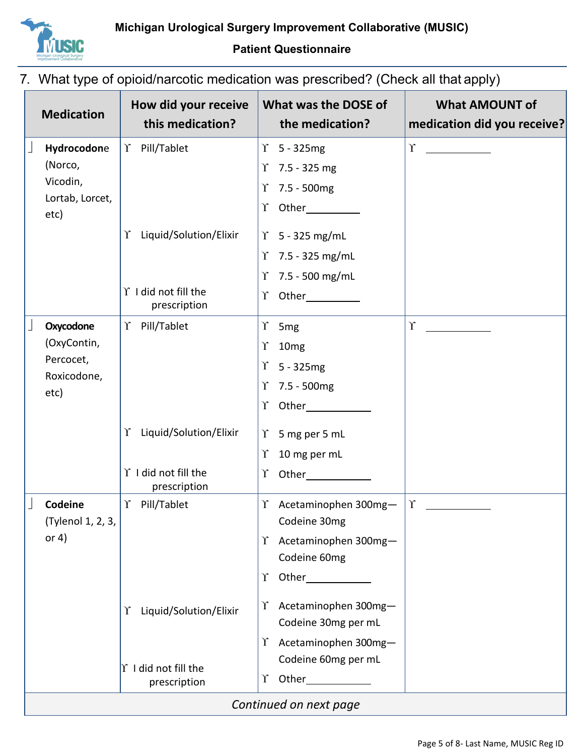Michigan Urological Surgery Improvement Collaborative (MUSIC)

Patient Questionnaire

7. What type of opioid/narcotic medication was prescribed? (Check all that apply)

| Medication | How did your receive this medication? | What was the DOSE of the medication? | What AMOUNT of medication did you receive? |
|---|---|---|---|
| ⌋ **Hydrocodone** (Norco, Vicodin, Lortab, Lorcet, etc) | ϒ Pill/Tablet | ϒ 5 - 325mg<br>ϒ 7.5 - 325 mg<br>ϒ 7.5 - 500mg<br>ϒ Other_________ | ϒ ___________ |
| | ϒ Liquid/Solution/Elixir | ϒ 5 - 325 mg/mL<br>ϒ 7.5 - 325 mg/mL<br>ϒ 7.5 - 500 mg/mL | |
| | ϒ I did not fill the prescription | ϒ Other_________ | |
| ⌋ **Oxycodone** (OxyContin, Percocet, Roxicodone, etc) | ϒ Pill/Tablet | ϒ 5mg<br>ϒ 10mg<br>ϒ 5 - 325mg<br>ϒ 7.5 - 500mg<br>ϒ Other___________ | ϒ ___________ |
| | ϒ Liquid/Solution/Elixir | ϒ 5 mg per 5 mL<br>ϒ 10 mg per mL | |
| | ϒ I did not fill the prescription | ϒ Other___________ | |
| ⌋ **Codeine** (Tylenol 1, 2, 3, or 4) | ϒ Pill/Tablet | ϒ Acetaminophen 300mg—Codeine 30mg<br>ϒ Acetaminophen 300mg—Codeine 60mg<br>ϒ Other___________ | ϒ ___________ |
| | ϒ Liquid/Solution/Elixir | ϒ Acetaminophen 300mg—Codeine 30mg per mL<br>ϒ Acetaminophen 300mg—Codeine 60mg per mL | |
| | ϒ I did not fill the prescription | ϒ Other___________ | |

*Continued on next page*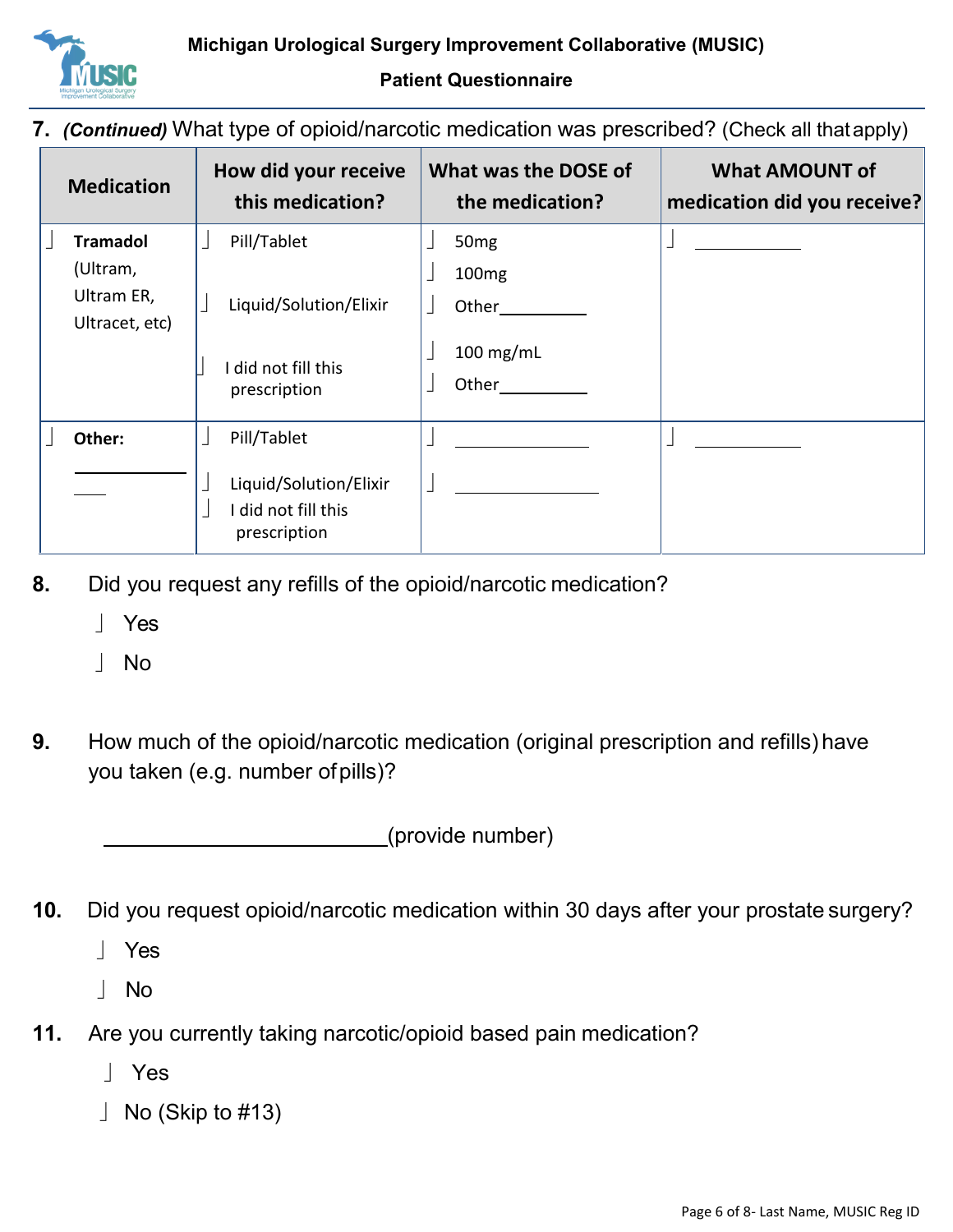Michigan Urological Surgery Improvement Collaborative (MUSIC)

Patient Questionnaire

**7.** ***(Continued)*** What type of opioid/narcotic medication was prescribed? (Check all that apply)

| Medication | How did your receive this medication? | What was the DOSE of the medication? | What AMOUNT of medication did you receive? |
|---|---|---|---|
| ⌋ **Tramadol** (Ultram, Ultram ER, Ultracet, etc) | ⌋ Pill/Tablet<br>⌋ Liquid/Solution/Elixir<br>⌋ I did not fill this prescription | ⌋ 50mg<br>⌋ 100mg<br>⌋ Other________<br>⌋ 100 mg/mL<br>⌋ Other________ | ⌋ ________ |
| ⌋ **Other:** ____________ ___ | ⌋ Pill/Tablet<br>⌋ Liquid/Solution/Elixir<br>⌋ I did not fill this prescription | ⌋ ____________<br>⌋ ____________ | ⌋ ________ |

**8.** Did you request any refills of the opioid/narcotic medication?

⌋ Yes

⌋ No

**9.** How much of the opioid/narcotic medication (original prescription and refills) have you taken (e.g. number of pills)?

________________________(provide number)

**10.** Did you request opioid/narcotic medication within 30 days after your prostate surgery?

⌋ Yes

⌋ No

**11.** Are you currently taking narcotic/opioid based pain medication?

⌋ Yes

⌋ No (Skip to #13)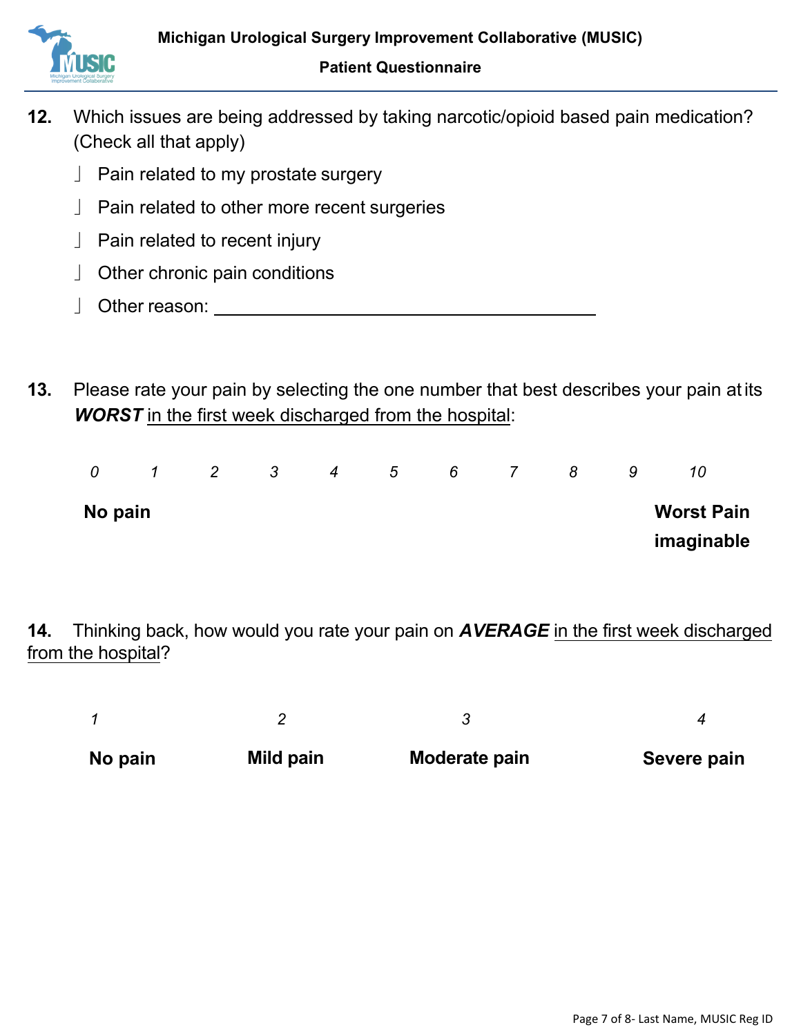**12.** Which issues are being addressed by taking narcotic/opioid based pain medication? (Check all that apply)

- ☐ Pain related to my prostate surgery
- ☐ Pain related to other more recent surgeries
- ☐ Pain related to recent injury
- ☐ Other chronic pain conditions
- ☐ Other reason: ______________________________

**13.** Please rate your pain by selecting the one number that best describes your pain at its ***WORST*** in the first week discharged from the hospital:

| 0 | 1 | 2 | 3 | 4 | 5 | 6 | 7 | 8 | 9 | 10 |
|---|---|---|---|---|---|---|---|---|---|---|
| **No pain** | | | | | | | | | | **Worst Pain imaginable** |

**14.** Thinking back, how would you rate your pain on ***AVERAGE*** in the first week discharged from the hospital?

| 1 | 2 | 3 | 4 |
|---|---|---|---|
| **No pain** | **Mild pain** | **Moderate pain** | **Severe pain** |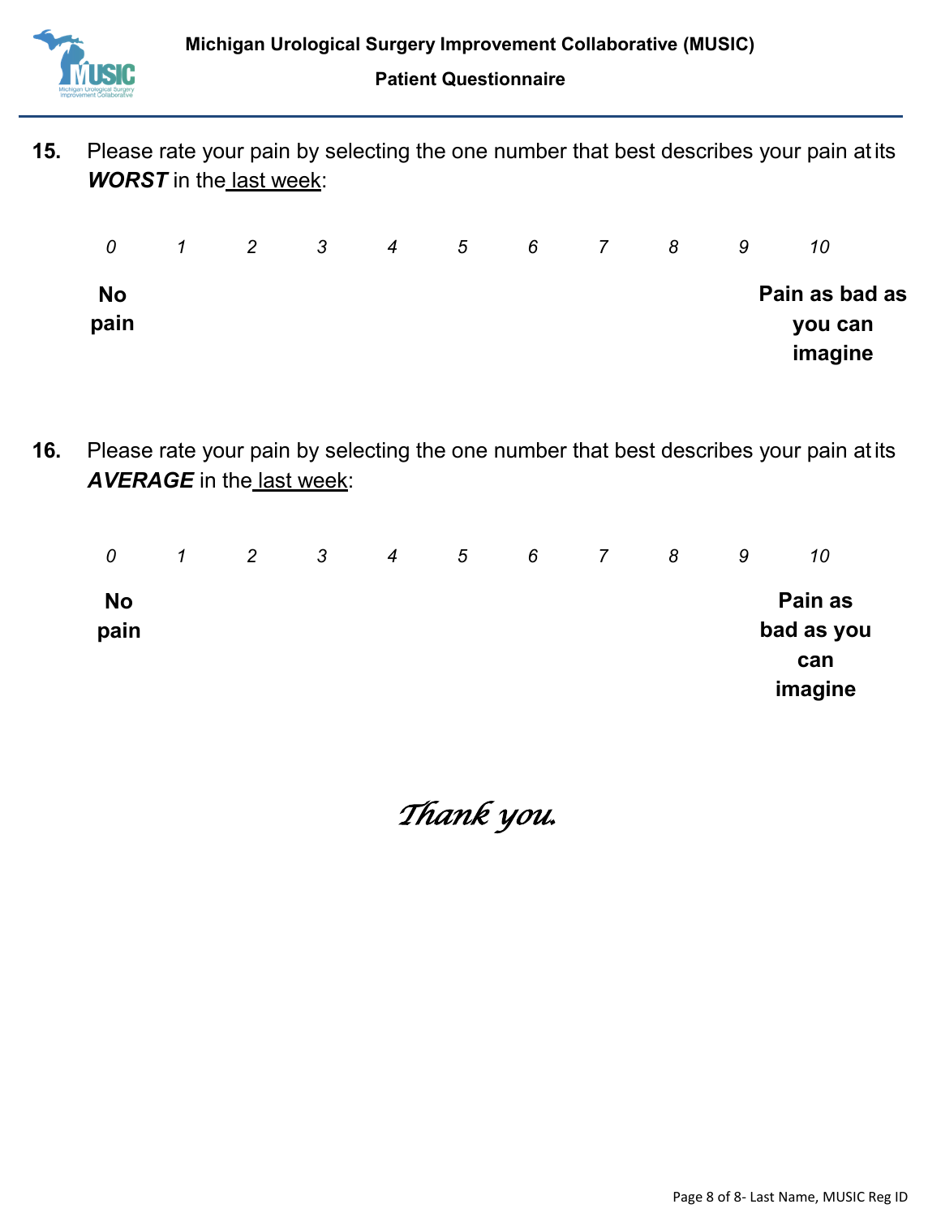**15.** Please rate your pain by selecting the one number that best describes your pain at its ***WORST*** in the last week:

| | | | | | | | | | | |
|---|---|---|---|---|---|---|---|---|---|---|
| *0* | *1* | *2* | *3* | *4* | *5* | *6* | *7* | *8* | *9* | *10* |
| **No pain** | | | | | | | | | | **Pain as bad as you can imagine** |

**16.** Please rate your pain by selecting the one number that best describes your pain at its ***AVERAGE*** in the last week:

| | | | | | | | | | | |
|---|---|---|---|---|---|---|---|---|---|---|
| *0* | *1* | *2* | *3* | *4* | *5* | *6* | *7* | *8* | *9* | *10* |
| **No pain** | | | | | | | | | | **Pain as bad as you can imagine** |

*Thank you.*